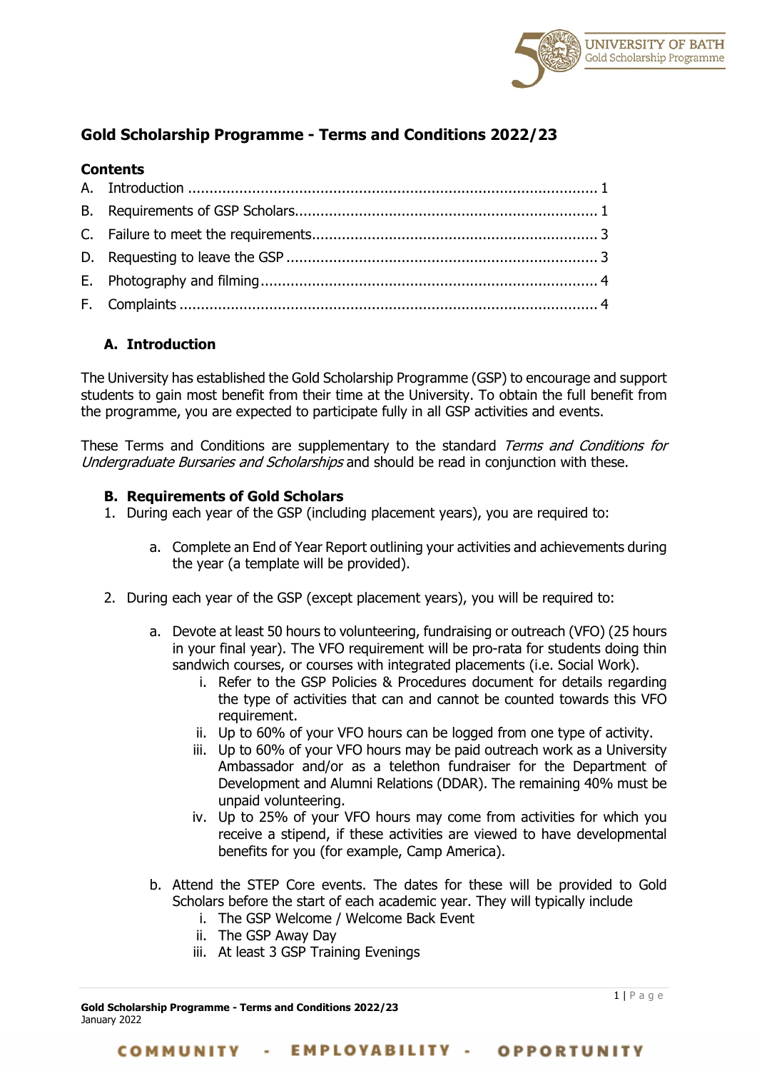# Gold Scholarship Programme - Terms and Conditions 2022/23

## Contents

A. Introduction ..... 1
B. Requirements of GSP Scholars ..... 1
C. Failure to meet the requirements ..... 3
D. Requesting to leave the GSP ..... 3
E. Photography and filming ..... 4
F. Complaints ..... 4

## A. Introduction

The University has established the Gold Scholarship Programme (GSP) to encourage and support students to gain most benefit from their time at the University. To obtain the full benefit from the programme, you are expected to participate fully in all GSP activities and events.

These Terms and Conditions are supplementary to the standard *Terms and Conditions for Undergraduate Bursaries and Scholarships* and should be read in conjunction with these.

## B. Requirements of Gold Scholars

1. During each year of the GSP (including placement years), you are required to:

    a. Complete an End of Year Report outlining your activities and achievements during the year (a template will be provided).

2. During each year of the GSP (except placement years), you will be required to:

    a. Devote at least 50 hours to volunteering, fundraising or outreach (VFO) (25 hours in your final year). The VFO requirement will be pro-rata for students doing thin sandwich courses, or courses with integrated placements (i.e. Social Work).

      i. Refer to the GSP Policies & Procedures document for details regarding the type of activities that can and cannot be counted towards this VFO requirement.
      ii. Up to 60% of your VFO hours can be logged from one type of activity.
      iii. Up to 60% of your VFO hours may be paid outreach work as a University Ambassador and/or as a telethon fundraiser for the Department of Development and Alumni Relations (DDAR). The remaining 40% must be unpaid volunteering.
      iv. Up to 25% of your VFO hours may come from activities for which you receive a stipend, if these activities are viewed to have developmental benefits for you (for example, Camp America).

    b. Attend the STEP Core events. The dates for these will be provided to Gold Scholars before the start of each academic year. They will typically include

      i. The GSP Welcome / Welcome Back Event
      ii. The GSP Away Day
      iii. At least 3 GSP Training Evenings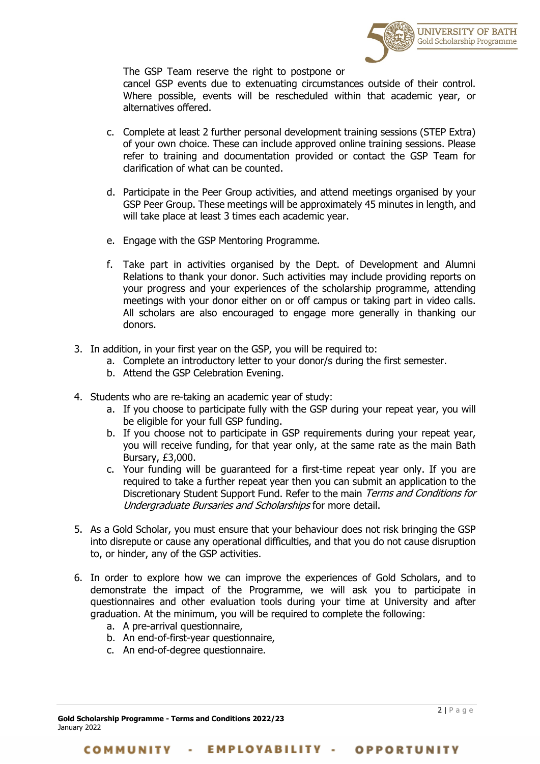The GSP Team reserve the right to postpone or cancel GSP events due to extenuating circumstances outside of their control. Where possible, events will be rescheduled within that academic year, or alternatives offered.

  c. Complete at least 2 further personal development training sessions (STEP Extra) of your own choice. These can include approved online training sessions. Please refer to training and documentation provided or contact the GSP Team for clarification of what can be counted.

  d. Participate in the Peer Group activities, and attend meetings organised by your GSP Peer Group. These meetings will be approximately 45 minutes in length, and will take place at least 3 times each academic year.

  e. Engage with the GSP Mentoring Programme.

  f. Take part in activities organised by the Dept. of Development and Alumni Relations to thank your donor. Such activities may include providing reports on your progress and your experiences of the scholarship programme, attending meetings with your donor either on or off campus or taking part in video calls. All scholars are also encouraged to engage more generally in thanking our donors.

3. In addition, in your first year on the GSP, you will be required to:
   a. Complete an introductory letter to your donor/s during the first semester.
   b. Attend the GSP Celebration Evening.

4. Students who are re-taking an academic year of study:
   a. If you choose to participate fully with the GSP during your repeat year, you will be eligible for your full GSP funding.
   b. If you choose not to participate in GSP requirements during your repeat year, you will receive funding, for that year only, at the same rate as the main Bath Bursary, £3,000.
   c. Your funding will be guaranteed for a first-time repeat year only. If you are required to take a further repeat year then you can submit an application to the Discretionary Student Support Fund. Refer to the main *Terms and Conditions for Undergraduate Bursaries and Scholarships* for more detail.

5. As a Gold Scholar, you must ensure that your behaviour does not risk bringing the GSP into disrepute or cause any operational difficulties, and that you do not cause disruption to, or hinder, any of the GSP activities.

6. In order to explore how we can improve the experiences of Gold Scholars, and to demonstrate the impact of the Programme, we will ask you to participate in questionnaires and other evaluation tools during your time at University and after graduation. At the minimum, you will be required to complete the following:
   a. A pre-arrival questionnaire,
   b. An end-of-first-year questionnaire,
   c. An end-of-degree questionnaire.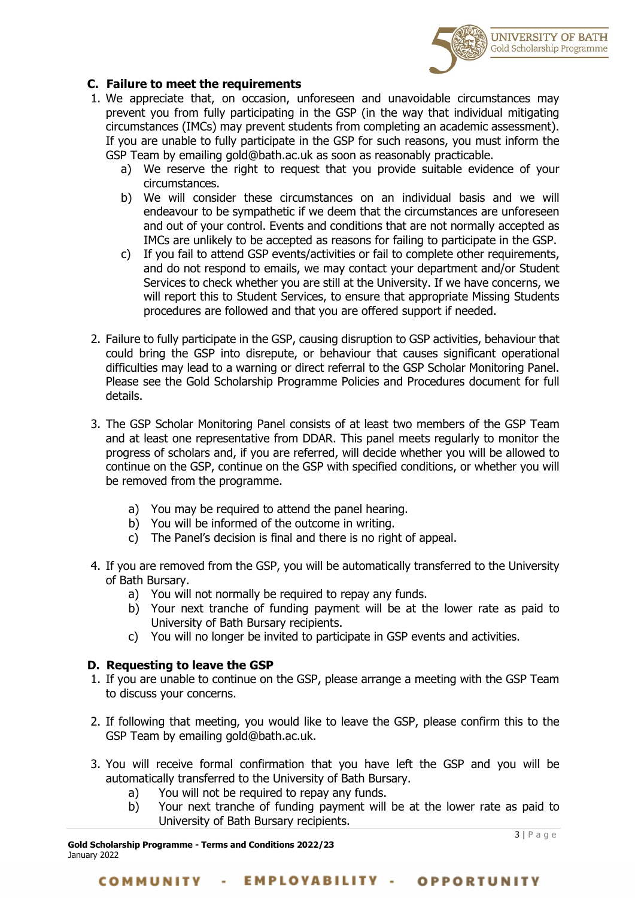## C. Failure to meet the requirements

1. We appreciate that, on occasion, unforeseen and unavoidable circumstances may prevent you from fully participating in the GSP (in the way that individual mitigating circumstances (IMCs) may prevent students from completing an academic assessment). If you are unable to fully participate in the GSP for such reasons, you must inform the GSP Team by emailing gold@bath.ac.uk as soon as reasonably practicable.
   a) We reserve the right to request that you provide suitable evidence of your circumstances.
   b) We will consider these circumstances on an individual basis and we will endeavour to be sympathetic if we deem that the circumstances are unforeseen and out of your control. Events and conditions that are not normally accepted as IMCs are unlikely to be accepted as reasons for failing to participate in the GSP.
   c) If you fail to attend GSP events/activities or fail to complete other requirements, and do not respond to emails, we may contact your department and/or Student Services to check whether you are still at the University. If we have concerns, we will report this to Student Services, to ensure that appropriate Missing Students procedures are followed and that you are offered support if needed.

2. Failure to fully participate in the GSP, causing disruption to GSP activities, behaviour that could bring the GSP into disrepute, or behaviour that causes significant operational difficulties may lead to a warning or direct referral to the GSP Scholar Monitoring Panel. Please see the Gold Scholarship Programme Policies and Procedures document for full details.

3. The GSP Scholar Monitoring Panel consists of at least two members of the GSP Team and at least one representative from DDAR. This panel meets regularly to monitor the progress of scholars and, if you are referred, will decide whether you will be allowed to continue on the GSP, continue on the GSP with specified conditions, or whether you will be removed from the programme.

   a) You may be required to attend the panel hearing.
   b) You will be informed of the outcome in writing.
   c) The Panel's decision is final and there is no right of appeal.

4. If you are removed from the GSP, you will be automatically transferred to the University of Bath Bursary.
   a) You will not normally be required to repay any funds.
   b) Your next tranche of funding payment will be at the lower rate as paid to University of Bath Bursary recipients.
   c) You will no longer be invited to participate in GSP events and activities.

## D. Requesting to leave the GSP

1. If you are unable to continue on the GSP, please arrange a meeting with the GSP Team to discuss your concerns.

2. If following that meeting, you would like to leave the GSP, please confirm this to the GSP Team by emailing gold@bath.ac.uk.

3. You will receive formal confirmation that you have left the GSP and you will be automatically transferred to the University of Bath Bursary.
   a) You will not be required to repay any funds.
   b) Your next tranche of funding payment will be at the lower rate as paid to University of Bath Bursary recipients.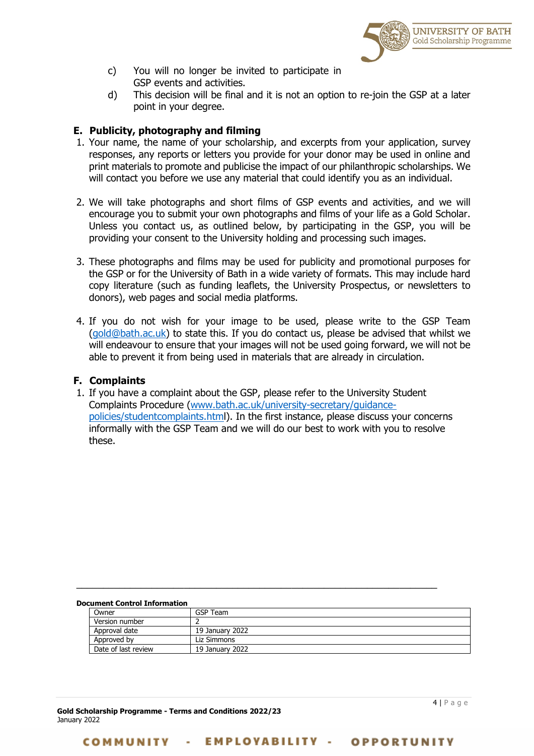c) You will no longer be invited to participate in GSP events and activities.

d) This decision will be final and it is not an option to re-join the GSP at a later point in your degree.

## E. Publicity, photography and filming

1. Your name, the name of your scholarship, and excerpts from your application, survey responses, any reports or letters you provide for your donor may be used in online and print materials to promote and publicise the impact of our philanthropic scholarships. We will contact you before we use any material that could identify you as an individual.

2. We will take photographs and short films of GSP events and activities, and we will encourage you to submit your own photographs and films of your life as a Gold Scholar. Unless you contact us, as outlined below, by participating in the GSP, you will be providing your consent to the University holding and processing such images.

3. These photographs and films may be used for publicity and promotional purposes for the GSP or for the University of Bath in a wide variety of formats. This may include hard copy literature (such as funding leaflets, the University Prospectus, or newsletters to donors), web pages and social media platforms.

4. If you do not wish for your image to be used, please write to the GSP Team (gold@bath.ac.uk) to state this. If you do contact us, please be advised that whilst we will endeavour to ensure that your images will not be used going forward, we will not be able to prevent it from being used in materials that are already in circulation.

## F. Complaints

1. If you have a complaint about the GSP, please refer to the University Student Complaints Procedure (www.bath.ac.uk/university-secretary/guidance-policies/studentcomplaints.html). In the first instance, please discuss your concerns informally with the GSP Team and we will do our best to work with you to resolve these.

---

**Document Control Information**

| | |
|---|---|
| Owner | GSP Team |
| Version number | 2 |
| Approval date | 19 January 2022 |
| Approved by | Liz Simmons |
| Date of last review | 19 January 2022 |